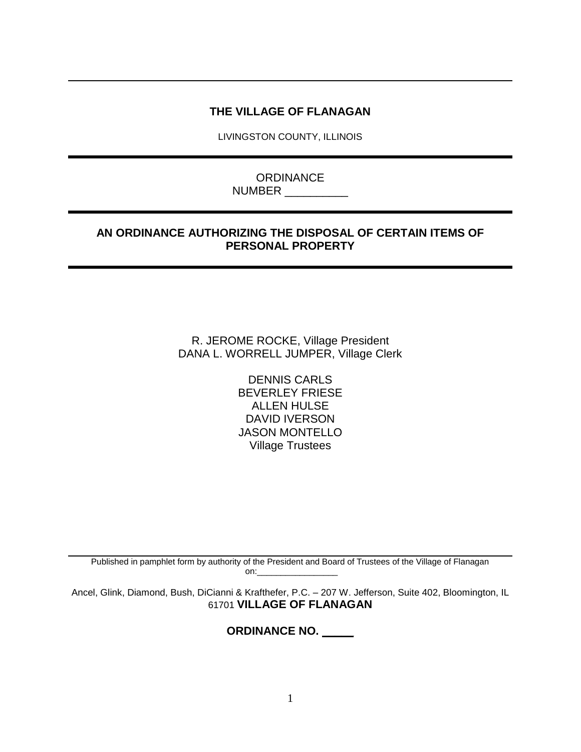# THE VILLAGE OF FLANAGAN

LIVINGSTON COUNTY, ILLINOIS

ORDINANCE
NUMBER __________

## AN ORDINANCE AUTHORIZING THE DISPOSAL OF CERTAIN ITEMS OF PERSONAL PROPERTY

R. JEROME ROCKE, Village President
DANA L. WORRELL JUMPER, Village Clerk

DENNIS CARLS
BEVERLEY FRIESE
ALLEN HULSE
DAVID IVERSON
JASON MONTELLO
Village Trustees

Published in pamphlet form by authority of the President and Board of Trustees of the Village of Flanagan on:_________________

Ancel, Glink, Diamond, Bush, DiCianni & Krafthefer, P.C. – 207 W. Jefferson, Suite 402, Bloomington, IL 61701 **VILLAGE OF FLANAGAN**

**ORDINANCE NO. _____**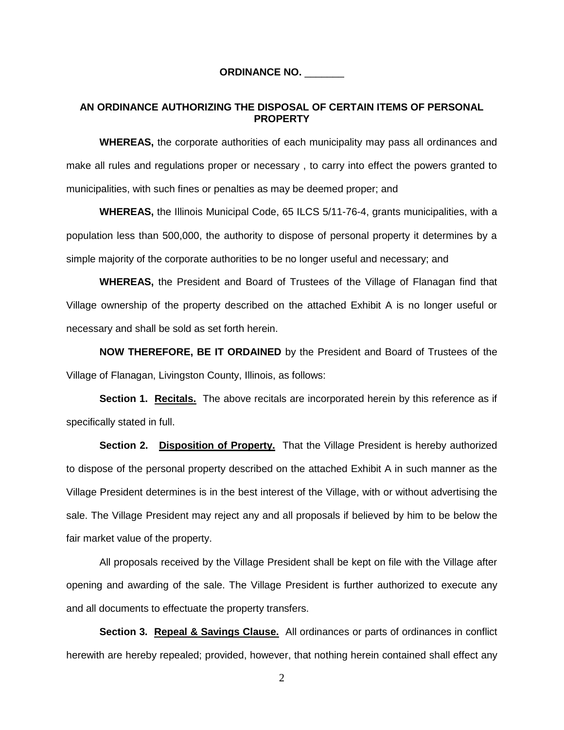**ORDINANCE NO. _______**

**AN ORDINANCE AUTHORIZING THE DISPOSAL OF CERTAIN ITEMS OF PERSONAL PROPERTY**

**WHEREAS,** the corporate authorities of each municipality may pass all ordinances and make all rules and regulations proper or necessary , to carry into effect the powers granted to municipalities, with such fines or penalties as may be deemed proper; and

**WHEREAS,** the Illinois Municipal Code, 65 ILCS 5/11-76-4, grants municipalities, with a population less than 500,000, the authority to dispose of personal property it determines by a simple majority of the corporate authorities to be no longer useful and necessary; and

**WHEREAS,** the President and Board of Trustees of the Village of Flanagan find that Village ownership of the property described on the attached Exhibit A is no longer useful or necessary and shall be sold as set forth herein.

**NOW THEREFORE, BE IT ORDAINED** by the President and Board of Trustees of the Village of Flanagan, Livingston County, Illinois, as follows:

**Section 1. Recitals.** The above recitals are incorporated herein by this reference as if specifically stated in full.

**Section 2. Disposition of Property.** That the Village President is hereby authorized to dispose of the personal property described on the attached Exhibit A in such manner as the Village President determines is in the best interest of the Village, with or without advertising the sale. The Village President may reject any and all proposals if believed by him to be below the fair market value of the property.

All proposals received by the Village President shall be kept on file with the Village after opening and awarding of the sale. The Village President is further authorized to execute any and all documents to effectuate the property transfers.

**Section 3. Repeal & Savings Clause.** All ordinances or parts of ordinances in conflict herewith are hereby repealed; provided, however, that nothing herein contained shall effect any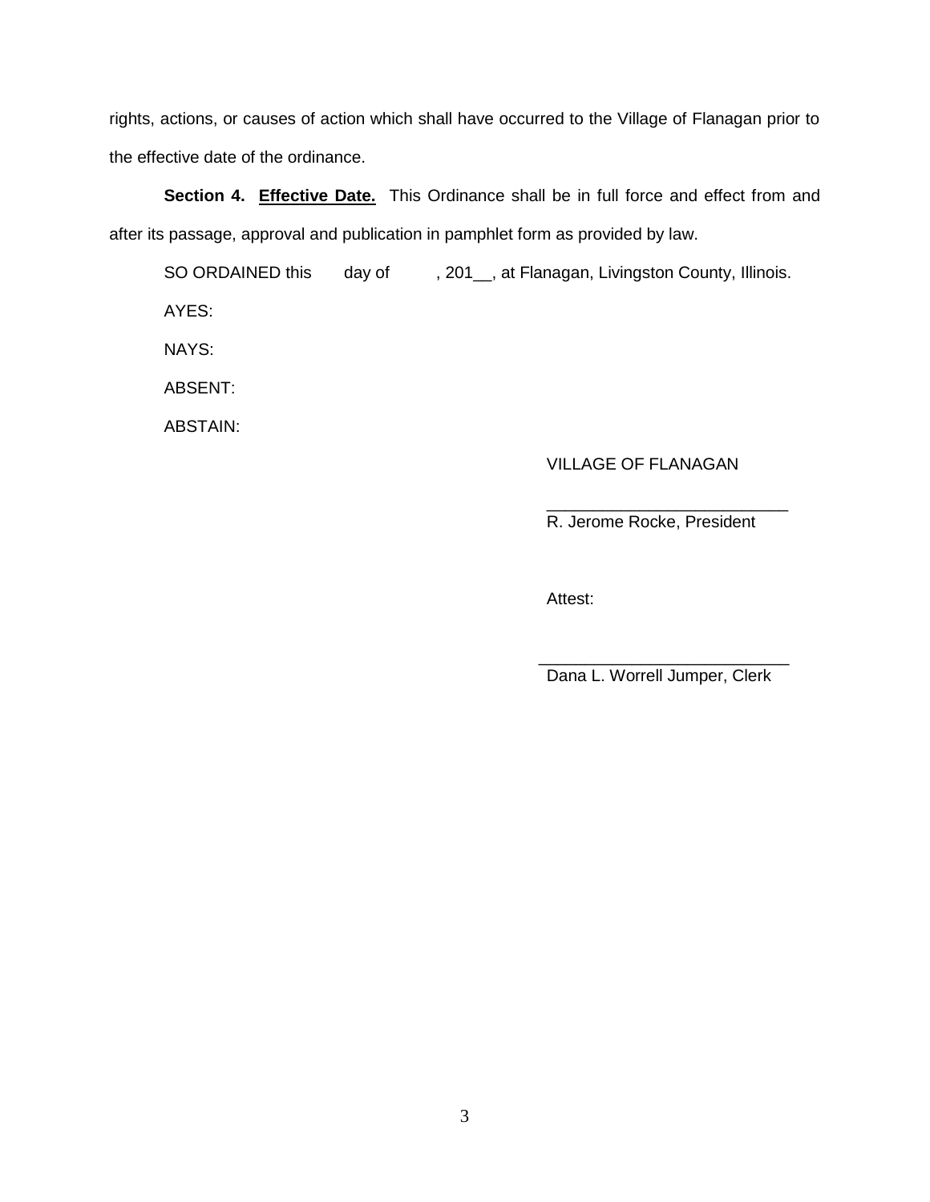rights, actions, or causes of action which shall have occurred to the Village of Flanagan prior to the effective date of the ordinance.

**Section 4. Effective Date.** This Ordinance shall be in full force and effect from and after its passage, approval and publication in pamphlet form as provided by law.

SO ORDAINED this day of , 201__, at Flanagan, Livingston County, Illinois.

AYES:

NAYS:

ABSENT:

ABSTAIN:

VILLAGE OF FLANAGAN

___________________________
R. Jerome Rocke, President

Attest:

___________________________
Dana L. Worrell Jumper, Clerk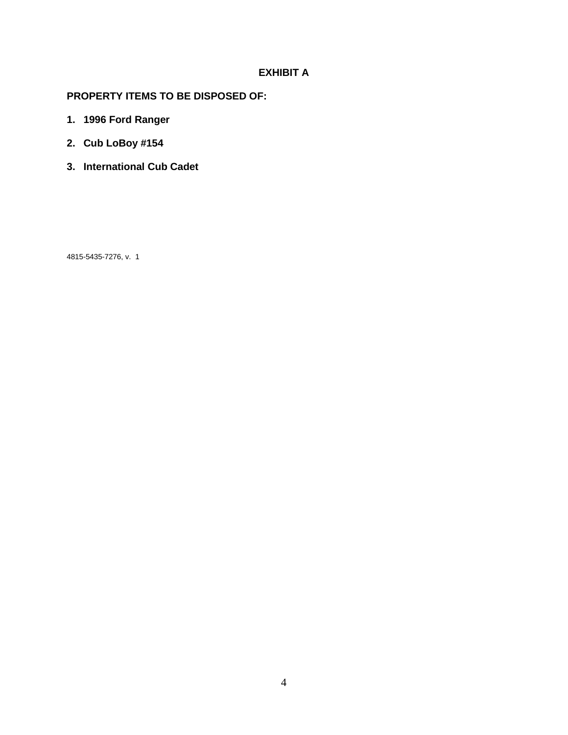# EXHIBIT A

**PROPERTY ITEMS TO BE DISPOSED OF:**

1. **1996 Ford Ranger**

2. **Cub LoBoy #154**

3. **International Cub Cadet**

4815-5435-7276, v. 1